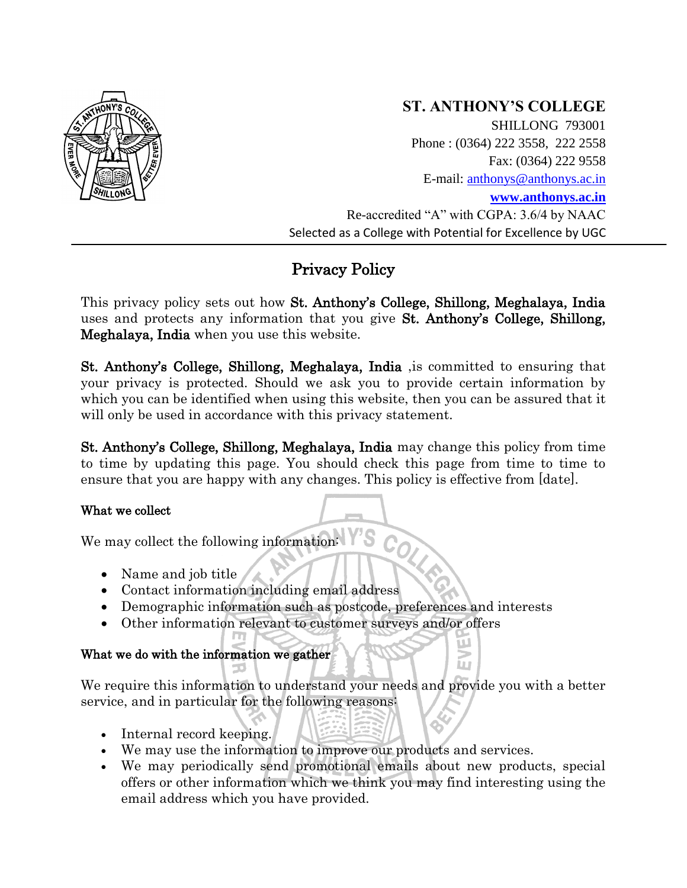**ST. ANTHONY'S COLLEGE**

SHILLONG 793001

Phone : (0364) 222 3558, 222 2558

Fax: (0364) 222 9558

E-mail: anthonys@anthonys.ac.in

**www.anthonys.ac.in**

Re-accredited "A" with CGPA: 3.6/4 by NAAC

Selected as a College with Potential for Excellence by UGC

# Privacy Policy

This privacy policy sets out how **St. Anthony's College, Shillong, Meghalaya, India** uses and protects any information that you give **St. Anthony's College, Shillong, Meghalaya, India** when you use this website.

**St. Anthony's College, Shillong, Meghalaya, India** ,is committed to ensuring that your privacy is protected. Should we ask you to provide certain information by which you can be identified when using this website, then you can be assured that it will only be used in accordance with this privacy statement.

**St. Anthony's College, Shillong, Meghalaya, India** may change this policy from time to time by updating this page. You should check this page from time to time to ensure that you are happy with any changes. This policy is effective from [date].

## What we collect

We may collect the following information:

- Name and job title
- Contact information including email address
- Demographic information such as postcode, preferences and interests
- Other information relevant to customer surveys and/or offers

## What we do with the information we gather

We require this information to understand your needs and provide you with a better service, and in particular for the following reasons:

- Internal record keeping.
- We may use the information to improve our products and services.
- We may periodically send promotional emails about new products, special offers or other information which we think you may find interesting using the email address which you have provided.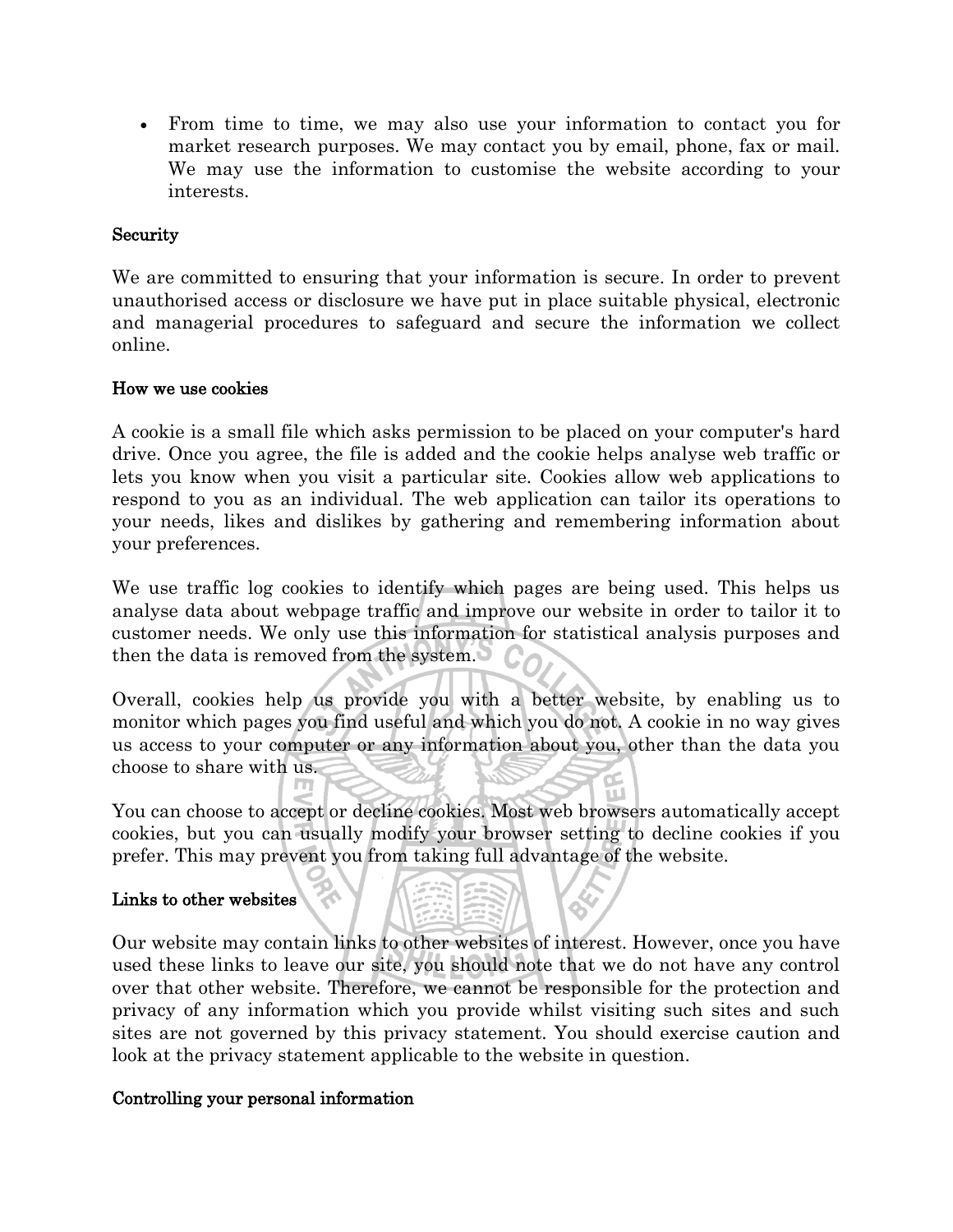- From time to time, we may also use your information to contact you for market research purposes. We may contact you by email, phone, fax or mail. We may use the information to customise the website according to your interests.

**Security**

We are committed to ensuring that your information is secure. In order to prevent unauthorised access or disclosure we have put in place suitable physical, electronic and managerial procedures to safeguard and secure the information we collect online.

**How we use cookies**

A cookie is a small file which asks permission to be placed on your computer's hard drive. Once you agree, the file is added and the cookie helps analyse web traffic or lets you know when you visit a particular site. Cookies allow web applications to respond to you as an individual. The web application can tailor its operations to your needs, likes and dislikes by gathering and remembering information about your preferences.

We use traffic log cookies to identify which pages are being used. This helps us analyse data about webpage traffic and improve our website in order to tailor it to customer needs. We only use this information for statistical analysis purposes and then the data is removed from the system.

Overall, cookies help us provide you with a better website, by enabling us to monitor which pages you find useful and which you do not. A cookie in no way gives us access to your computer or any information about you, other than the data you choose to share with us.

You can choose to accept or decline cookies. Most web browsers automatically accept cookies, but you can usually modify your browser setting to decline cookies if you prefer. This may prevent you from taking full advantage of the website.

**Links to other websites**

Our website may contain links to other websites of interest. However, once you have used these links to leave our site, you should note that we do not have any control over that other website. Therefore, we cannot be responsible for the protection and privacy of any information which you provide whilst visiting such sites and such sites are not governed by this privacy statement. You should exercise caution and look at the privacy statement applicable to the website in question.

**Controlling your personal information**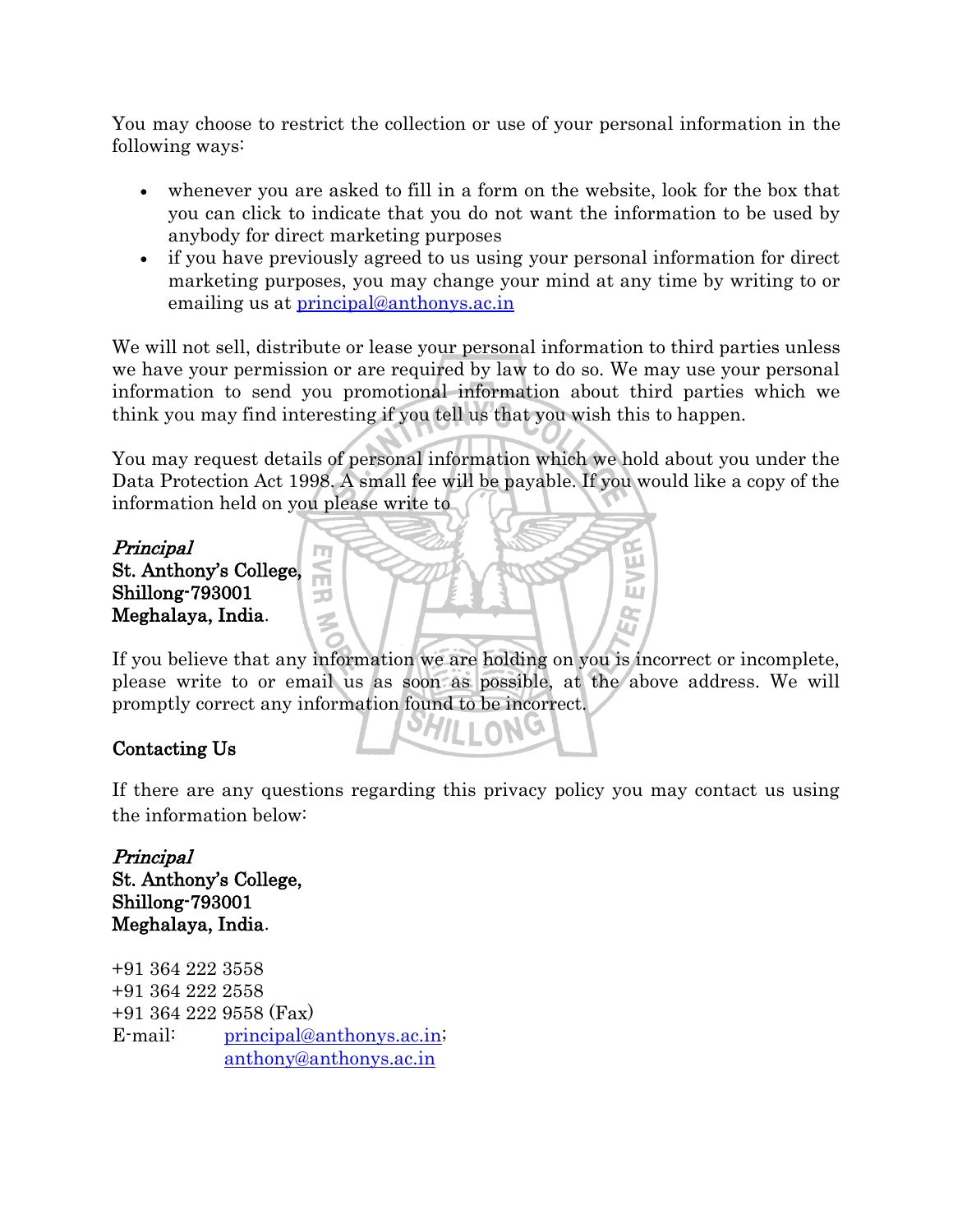You may choose to restrict the collection or use of your personal information in the following ways:

- whenever you are asked to fill in a form on the website, look for the box that you can click to indicate that you do not want the information to be used by anybody for direct marketing purposes
- if you have previously agreed to us using your personal information for direct marketing purposes, you may change your mind at any time by writing to or emailing us at principal@anthonys.ac.in

We will not sell, distribute or lease your personal information to third parties unless we have your permission or are required by law to do so. We may use your personal information to send you promotional information about third parties which we think you may find interesting if you tell us that you wish this to happen.

You may request details of personal information which we hold about you under the Data Protection Act 1998. A small fee will be payable. If you would like a copy of the information held on you please write to

***Principal***
**St. Anthony's College,**
**Shillong-793001**
**Meghalaya, India**.

If you believe that any information we are holding on you is incorrect or incomplete, please write to or email us as soon as possible, at the above address. We will promptly correct any information found to be incorrect.

## Contacting Us

If there are any questions regarding this privacy policy you may contact us using the information below:

***Principal***
**St. Anthony's College,**
**Shillong-793001**
**Meghalaya, India**.

+91 364 222 3558
+91 364 222 2558
+91 364 222 9558 (Fax)
E-mail: principal@anthonys.ac.in;
anthony@anthonys.ac.in